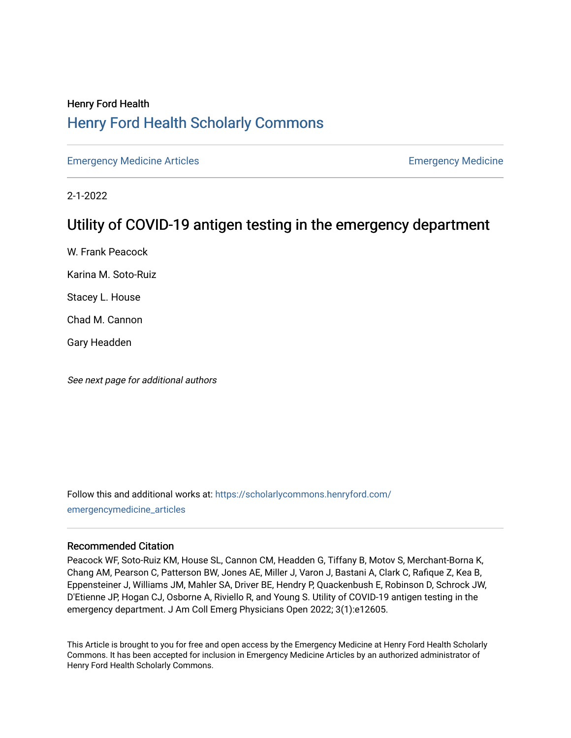Henry Ford Health

# Henry Ford Health Scholarly Commons

Emergency Medicine Articles | Emergency Medicine

2-1-2022

## Utility of COVID-19 antigen testing in the emergency department

W. Frank Peacock

Karina M. Soto-Ruiz

Stacey L. House

Chad M. Cannon

Gary Headden

*See next page for additional authors*

Follow this and additional works at: https://scholarlycommons.henryford.com/emergencymedicine_articles

### Recommended Citation

Peacock WF, Soto-Ruiz KM, House SL, Cannon CM, Headden G, Tiffany B, Motov S, Merchant-Borna K, Chang AM, Pearson C, Patterson BW, Jones AE, Miller J, Varon J, Bastani A, Clark C, Rafique Z, Kea B, Eppensteiner J, Williams JM, Mahler SA, Driver BE, Hendry P, Quackenbush E, Robinson D, Schrock JW, D'Etienne JP, Hogan CJ, Osborne A, Riviello R, and Young S. Utility of COVID-19 antigen testing in the emergency department. J Am Coll Emerg Physicians Open 2022; 3(1):e12605.

This Article is brought to you for free and open access by the Emergency Medicine at Henry Ford Health Scholarly Commons. It has been accepted for inclusion in Emergency Medicine Articles by an authorized administrator of Henry Ford Health Scholarly Commons.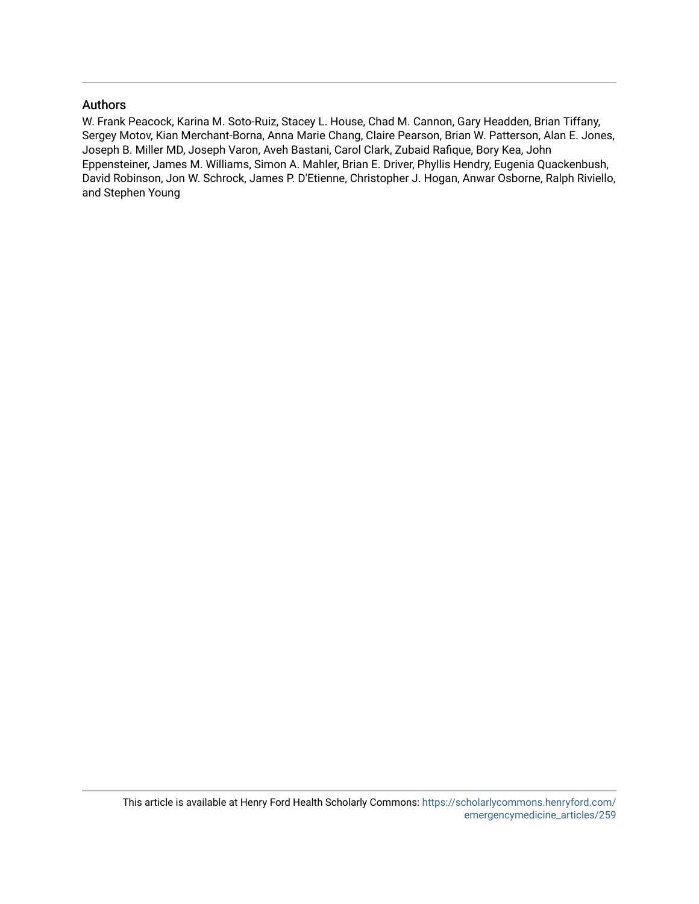## Authors

W. Frank Peacock, Karina M. Soto-Ruiz, Stacey L. House, Chad M. Cannon, Gary Headden, Brian Tiffany, Sergey Motov, Kian Merchant-Borna, Anna Marie Chang, Claire Pearson, Brian W. Patterson, Alan E. Jones, Joseph B. Miller MD, Joseph Varon, Aveh Bastani, Carol Clark, Zubaid Rafique, Bory Kea, John Eppensteiner, James M. Williams, Simon A. Mahler, Brian E. Driver, Phyllis Hendry, Eugenia Quackenbush, David Robinson, Jon W. Schrock, James P. D'Etienne, Christopher J. Hogan, Anwar Osborne, Ralph Riviello, and Stephen Young

This article is available at Henry Ford Health Scholarly Commons: https://scholarlycommons.henryford.com/emergencymedicine_articles/259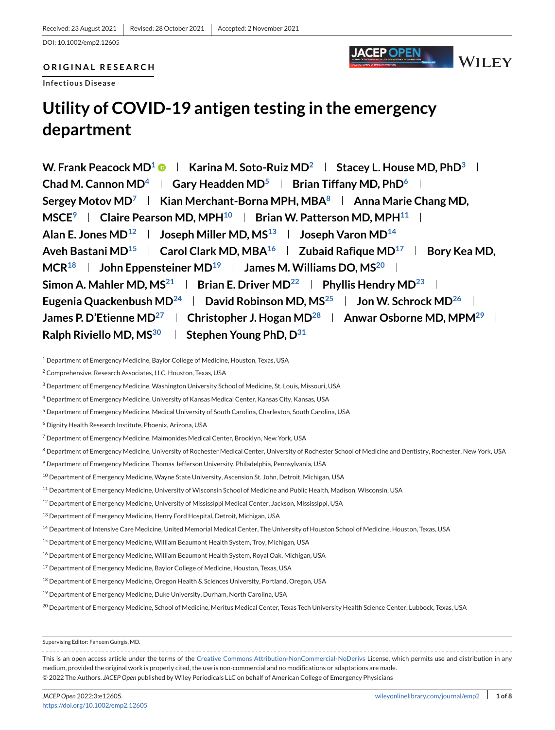Received: 23 August 2021 | Revised: 28 October 2021 | Accepted: 2 November 2021

DOI: 10.1002/emp2.12605

**ORIGINAL RESEARCH**

Infectious Disease

# Utility of COVID-19 antigen testing in the emergency department

**W. Frank Peacock MD[1] | Karina M. Soto-Ruiz MD[2] | Stacey L. House MD, PhD[3] | Chad M. Cannon MD[4] | Gary Headden MD[5] | Brian Tiffany MD, PhD[6] | Sergey Motov MD[7] | Kian Merchant-Borna MPH, MBA[8] | Anna Marie Chang MD, MSCE[9] | Claire Pearson MD, MPH[10] | Brian W. Patterson MD, MPH[11] | Alan E. Jones MD[12] | Joseph Miller MD, MS[13] | Joseph Varon MD[14] | Aveh Bastani MD[15] | Carol Clark MD, MBA[16] | Zubaid Rafique MD[17] | Bory Kea MD, MCR[18] | John Eppensteiner MD[19] | James M. Williams DO, MS[20] | Simon A. Mahler MD, MS[21] | Brian E. Driver MD[22] | Phyllis Hendry MD[23] | Eugenia Quackenbush MD[24] | David Robinson MD, MS[25] | Jon W. Schrock MD[26] | James P. D'Etienne MD[27] | Christopher J. Hogan MD[28] | Anwar Osborne MD, MPM[29] | Ralph Riviello MD, MS[30] | Stephen Young PhD, D[31]**

[1] Department of Emergency Medicine, Baylor College of Medicine, Houston, Texas, USA

[2] Comprehensive, Research Associates, LLC, Houston, Texas, USA

[3] Department of Emergency Medicine, Washington University School of Medicine, St. Louis, Missouri, USA

[4] Department of Emergency Medicine, University of Kansas Medical Center, Kansas City, Kansas, USA

[5] Department of Emergency Medicine, Medical University of South Carolina, Charleston, South Carolina, USA

[6] Dignity Health Research Institute, Phoenix, Arizona, USA

[7] Department of Emergency Medicine, Maimonides Medical Center, Brooklyn, New York, USA

[8] Department of Emergency Medicine, University of Rochester Medical Center, University of Rochester School of Medicine and Dentistry, Rochester, New York, USA

[9] Department of Emergency Medicine, Thomas Jefferson University, Philadelphia, Pennsylvania, USA

[10] Department of Emergency Medicine, Wayne State University, Ascension St. John, Detroit, Michigan, USA

[11] Department of Emergency Medicine, University of Wisconsin School of Medicine and Public Health, Madison, Wisconsin, USA

[12] Department of Emergency Medicine, University of Mississippi Medical Center, Jackson, Mississippi, USA

[13] Department of Emergency Medicine, Henry Ford Hospital, Detroit, Michigan, USA

[14] Department of Intensive Care Medicine, United Memorial Medical Center, The University of Houston School of Medicine, Houston, Texas, USA

[15] Department of Emergency Medicine, William Beaumont Health System, Troy, Michigan, USA

[16] Department of Emergency Medicine, William Beaumont Health System, Royal Oak, Michigan, USA

[17] Department of Emergency Medicine, Baylor College of Medicine, Houston, Texas, USA

[18] Department of Emergency Medicine, Oregon Health & Sciences University, Portland, Oregon, USA

[19] Department of Emergency Medicine, Duke University, Durham, North Carolina, USA

[20] Department of Emergency Medicine, School of Medicine, Meritus Medical Center, Texas Tech University Health Science Center, Lubbock, Texas, USA

Supervising Editor: Faheem Guirgis, MD.

This is an open access article under the terms of the Creative Commons Attribution-NonCommercial-NoDerivs License, which permits use and distribution in any medium, provided the original work is properly cited, the use is non-commercial and no modifications or adaptations are made.
© 2022 The Authors. *JACEP Open* published by Wiley Periodicals LLC on behalf of American College of Emergency Physicians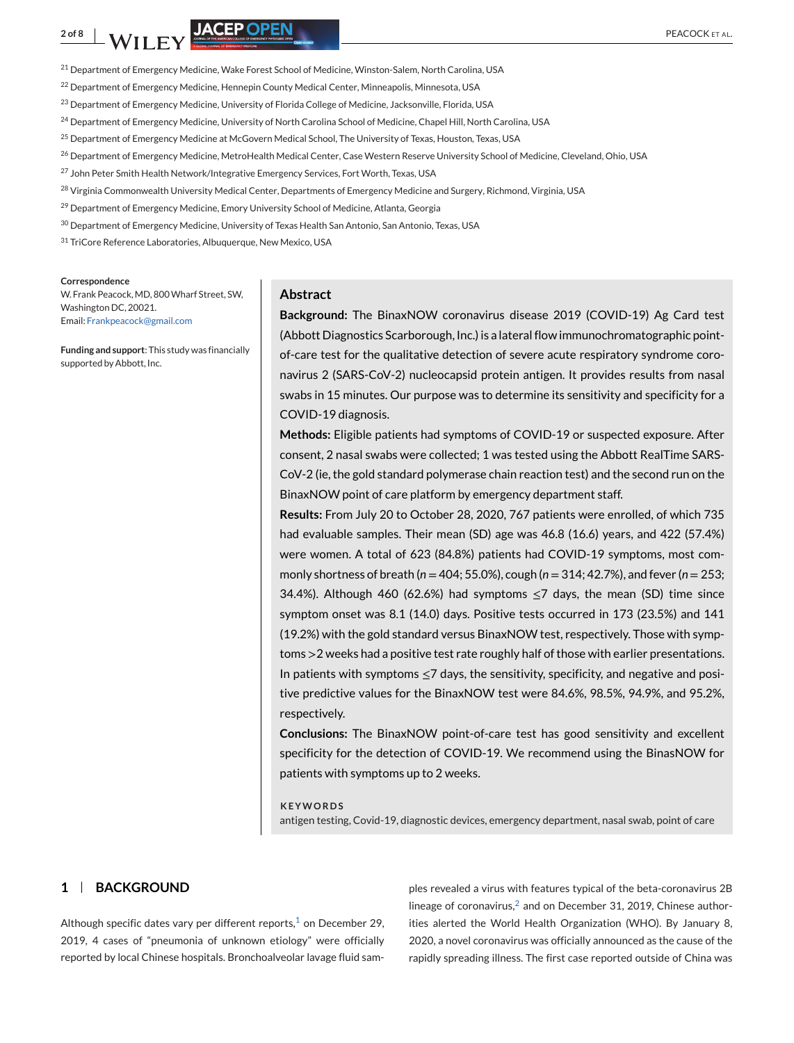[21] Department of Emergency Medicine, Wake Forest School of Medicine, Winston-Salem, North Carolina, USA

[22] Department of Emergency Medicine, Hennepin County Medical Center, Minneapolis, Minnesota, USA

[23] Department of Emergency Medicine, University of Florida College of Medicine, Jacksonville, Florida, USA

[24] Department of Emergency Medicine, University of North Carolina School of Medicine, Chapel Hill, North Carolina, USA

[25] Department of Emergency Medicine at McGovern Medical School, The University of Texas, Houston, Texas, USA

[26] Department of Emergency Medicine, MetroHealth Medical Center, Case Western Reserve University School of Medicine, Cleveland, Ohio, USA

[27] John Peter Smith Health Network/Integrative Emergency Services, Fort Worth, Texas, USA

[28] Virginia Commonwealth University Medical Center, Departments of Emergency Medicine and Surgery, Richmond, Virginia, USA

[29] Department of Emergency Medicine, Emory University School of Medicine, Atlanta, Georgia

[30] Department of Emergency Medicine, University of Texas Health San Antonio, San Antonio, Texas, USA

[31] TriCore Reference Laboratories, Albuquerque, New Mexico, USA

**Correspondence**
W. Frank Peacock, MD, 800 Wharf Street, SW, Washington DC, 20021.
Email: Frankpeacock@gmail.com

**Funding and support**: This study was financially supported by Abbott, Inc.

## Abstract

**Background:** The BinaxNOW coronavirus disease 2019 (COVID-19) Ag Card test (Abbott Diagnostics Scarborough, Inc.) is a lateral flow immunochromatographic point-of-care test for the qualitative detection of severe acute respiratory syndrome coronavirus 2 (SARS-CoV-2) nucleocapsid protein antigen. It provides results from nasal swabs in 15 minutes. Our purpose was to determine its sensitivity and specificity for a COVID-19 diagnosis.

**Methods:** Eligible patients had symptoms of COVID-19 or suspected exposure. After consent, 2 nasal swabs were collected; 1 was tested using the Abbott RealTime SARS-CoV-2 (ie, the gold standard polymerase chain reaction test) and the second run on the BinaxNOW point of care platform by emergency department staff.

**Results:** From July 20 to October 28, 2020, 767 patients were enrolled, of which 735 had evaluable samples. Their mean (SD) age was 46.8 (16.6) years, and 422 (57.4%) were women. A total of 623 (84.8%) patients had COVID-19 symptoms, most commonly shortness of breath (*n* = 404; 55.0%), cough (*n* = 314; 42.7%), and fever (*n* = 253; 34.4%). Although 460 (62.6%) had symptoms ≤7 days, the mean (SD) time since symptom onset was 8.1 (14.0) days. Positive tests occurred in 173 (23.5%) and 141 (19.2%) with the gold standard versus BinaxNOW test, respectively. Those with symptoms >2 weeks had a positive test rate roughly half of those with earlier presentations. In patients with symptoms ≤7 days, the sensitivity, specificity, and negative and positive predictive values for the BinaxNOW test were 84.6%, 98.5%, 94.9%, and 95.2%, respectively.

**Conclusions:** The BinaxNOW point-of-care test has good sensitivity and excellent specificity for the detection of COVID-19. We recommend using the BinasNOW for patients with symptoms up to 2 weeks.

**KEYWORDS**
antigen testing, Covid-19, diagnostic devices, emergency department, nasal swab, point of care

## 1 | BACKGROUND

Although specific dates vary per different reports,[1] on December 29, 2019, 4 cases of "pneumonia of unknown etiology" were officially reported by local Chinese hospitals. Bronchoalveolar lavage fluid samples revealed a virus with features typical of the beta-coronavirus 2B lineage of coronavirus,[2] and on December 31, 2019, Chinese authorities alerted the World Health Organization (WHO). By January 8, 2020, a novel coronavirus was officially announced as the cause of the rapidly spreading illness. The first case reported outside of China was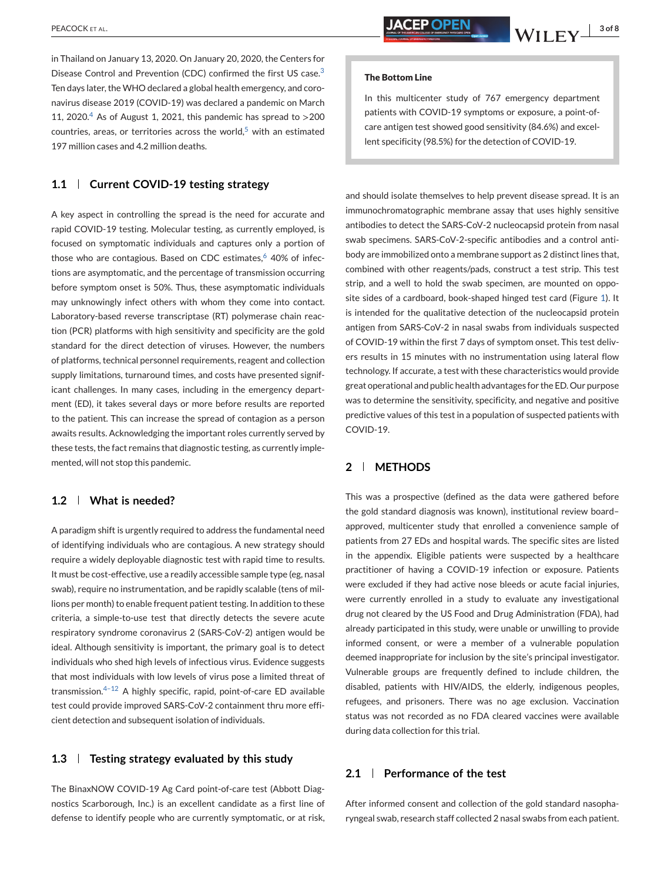in Thailand on January 13, 2020. On January 20, 2020, the Centers for Disease Control and Prevention (CDC) confirmed the first US case.[3] Ten days later, the WHO declared a global health emergency, and coronavirus disease 2019 (COVID-19) was declared a pandemic on March 11, 2020.[4] As of August 1, 2021, this pandemic has spread to >200 countries, areas, or territories across the world,[5] with an estimated 197 million cases and 4.2 million deaths.

### 1.1 | Current COVID-19 testing strategy

A key aspect in controlling the spread is the need for accurate and rapid COVID-19 testing. Molecular testing, as currently employed, is focused on symptomatic individuals and captures only a portion of those who are contagious. Based on CDC estimates,[6] 40% of infections are asymptomatic, and the percentage of transmission occurring before symptom onset is 50%. Thus, these asymptomatic individuals may unknowingly infect others with whom they come into contact. Laboratory-based reverse transcriptase (RT) polymerase chain reaction (PCR) platforms with high sensitivity and specificity are the gold standard for the direct detection of viruses. However, the numbers of platforms, technical personnel requirements, reagent and collection supply limitations, turnaround times, and costs have presented significant challenges. In many cases, including in the emergency department (ED), it takes several days or more before results are reported to the patient. This can increase the spread of contagion as a person awaits results. Acknowledging the important roles currently served by these tests, the fact remains that diagnostic testing, as currently implemented, will not stop this pandemic.

### 1.2 | What is needed?

A paradigm shift is urgently required to address the fundamental need of identifying individuals who are contagious. A new strategy should require a widely deployable diagnostic test with rapid time to results. It must be cost-effective, use a readily accessible sample type (eg, nasal swab), require no instrumentation, and be rapidly scalable (tens of millions per month) to enable frequent patient testing. In addition to these criteria, a simple-to-use test that directly detects the severe acute respiratory syndrome coronavirus 2 (SARS-CoV-2) antigen would be ideal. Although sensitivity is important, the primary goal is to detect individuals who shed high levels of infectious virus. Evidence suggests that most individuals with low levels of virus pose a limited threat of transmission.[4–12] A highly specific, rapid, point-of-care ED available test could provide improved SARS-CoV-2 containment thru more efficient detection and subsequent isolation of individuals.

### 1.3 | Testing strategy evaluated by this study

The BinaxNOW COVID-19 Ag Card point-of-care test (Abbott Diagnostics Scarborough, Inc.) is an excellent candidate as a first line of defense to identify people who are currently symptomatic, or at risk, and should isolate themselves to help prevent disease spread. It is an immunochromatographic membrane assay that uses highly sensitive antibodies to detect the SARS-CoV-2 nucleocapsid protein from nasal swab specimens. SARS-CoV-2-specific antibodies and a control antibody are immobilized onto a membrane support as 2 distinct lines that, combined with other reagents/pads, construct a test strip. This test strip, and a well to hold the swab specimen, are mounted on opposite sides of a cardboard, book-shaped hinged test card (Figure 1). It is intended for the qualitative detection of the nucleocapsid protein antigen from SARS-CoV-2 in nasal swabs from individuals suspected of COVID-19 within the first 7 days of symptom onset. This test delivers results in 15 minutes with no instrumentation using lateral flow technology. If accurate, a test with these characteristics would provide great operational and public health advantages for the ED. Our purpose was to determine the sensitivity, specificity, and negative and positive predictive values of this test in a population of suspected patients with COVID-19.

> **The Bottom Line**
>
> In this multicenter study of 767 emergency department patients with COVID-19 symptoms or exposure, a point-of-care antigen test showed good sensitivity (84.6%) and excellent specificity (98.5%) for the detection of COVID-19.

## 2 | METHODS

This was a prospective (defined as the data were gathered before the gold standard diagnosis was known), institutional review board–approved, multicenter study that enrolled a convenience sample of patients from 27 EDs and hospital wards. The specific sites are listed in the appendix. Eligible patients were suspected by a healthcare practitioner of having a COVID-19 infection or exposure. Patients were excluded if they had active nose bleeds or acute facial injuries, were currently enrolled in a study to evaluate any investigational drug not cleared by the US Food and Drug Administration (FDA), had already participated in this study, were unable or unwilling to provide informed consent, or were a member of a vulnerable population deemed inappropriate for inclusion by the site's principal investigator. Vulnerable groups are frequently defined to include children, the disabled, patients with HIV/AIDS, the elderly, indigenous peoples, refugees, and prisoners. There was no age exclusion. Vaccination status was not recorded as no FDA cleared vaccines were available during data collection for this trial.

### 2.1 | Performance of the test

After informed consent and collection of the gold standard nasopharyngeal swab, research staff collected 2 nasal swabs from each patient.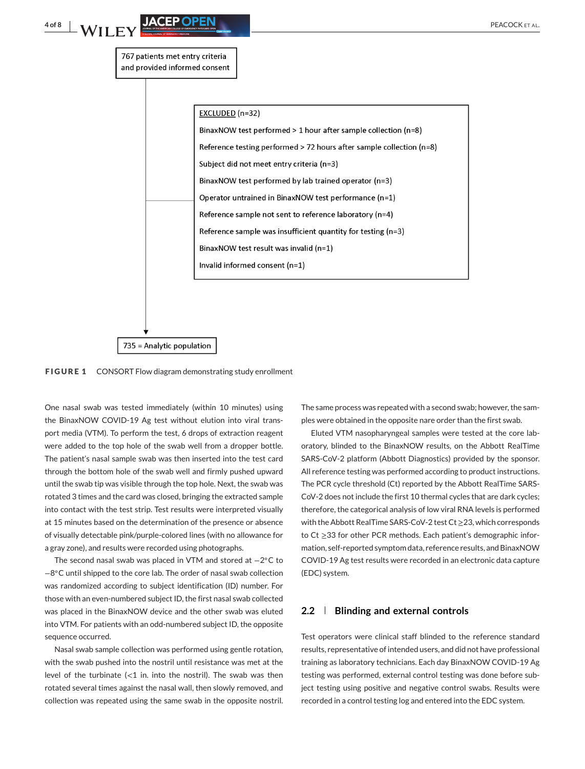767 patients met entry criteria and provided informed consent

EXCLUDED (n=32)

- BinaxNOW test performed > 1 hour after sample collection (n=8)
- Reference testing performed > 72 hours after sample collection (n=8)
- Subject did not meet entry criteria (n=3)
- BinaxNOW test performed by lab trained operator (n=3)
- Operator untrained in BinaxNOW test performance (n=1)
- Reference sample not sent to reference laboratory (n=4)
- Reference sample was insufficient quantity for testing (n=3)
- BinaxNOW test result was invalid (n=1)
- Invalid informed consent (n=1)

735 = Analytic population

**FIGURE 1** CONSORT Flow diagram demonstrating study enrollment

One nasal swab was tested immediately (within 10 minutes) using the BinaxNOW COVID-19 Ag test without elution into viral transport media (VTM). To perform the test, 6 drops of extraction reagent were added to the top hole of the swab well from a dropper bottle. The patient's nasal sample swab was then inserted into the test card through the bottom hole of the swab well and firmly pushed upward until the swab tip was visible through the top hole. Next, the swab was rotated 3 times and the card was closed, bringing the extracted sample into contact with the test strip. Test results were interpreted visually at 15 minutes based on the determination of the presence or absence of visually detectable pink/purple-colored lines (with no allowance for a gray zone), and results were recorded using photographs.

The second nasal swab was placed in VTM and stored at −2°C to −8°C until shipped to the core lab. The order of nasal swab collection was randomized according to subject identification (ID) number. For those with an even-numbered subject ID, the first nasal swab collected was placed in the BinaxNOW device and the other swab was eluted into VTM. For patients with an odd-numbered subject ID, the opposite sequence occurred.

Nasal swab sample collection was performed using gentle rotation, with the swab pushed into the nostril until resistance was met at the level of the turbinate (<1 in. into the nostril). The swab was then rotated several times against the nasal wall, then slowly removed, and collection was repeated using the same swab in the opposite nostril. The same process was repeated with a second swab; however, the samples were obtained in the opposite nare order than the first swab.

Eluted VTM nasopharyngeal samples were tested at the core laboratory, blinded to the BinaxNOW results, on the Abbott RealTime SARS-CoV-2 platform (Abbott Diagnostics) provided by the sponsor. All reference testing was performed according to product instructions. The PCR cycle threshold (Ct) reported by the Abbott RealTime SARS-CoV-2 does not include the first 10 thermal cycles that are dark cycles; therefore, the categorical analysis of low viral RNA levels is performed with the Abbott RealTime SARS-CoV-2 test Ct ≥23, which corresponds to Ct ≥33 for other PCR methods. Each patient's demographic information, self-reported symptom data, reference results, and BinaxNOW COVID-19 Ag test results were recorded in an electronic data capture (EDC) system.

## 2.2 | Blinding and external controls

Test operators were clinical staff blinded to the reference standard results, representative of intended users, and did not have professional training as laboratory technicians. Each day BinaxNOW COVID-19 Ag testing was performed, external control testing was done before subject testing using positive and negative control swabs. Results were recorded in a control testing log and entered into the EDC system.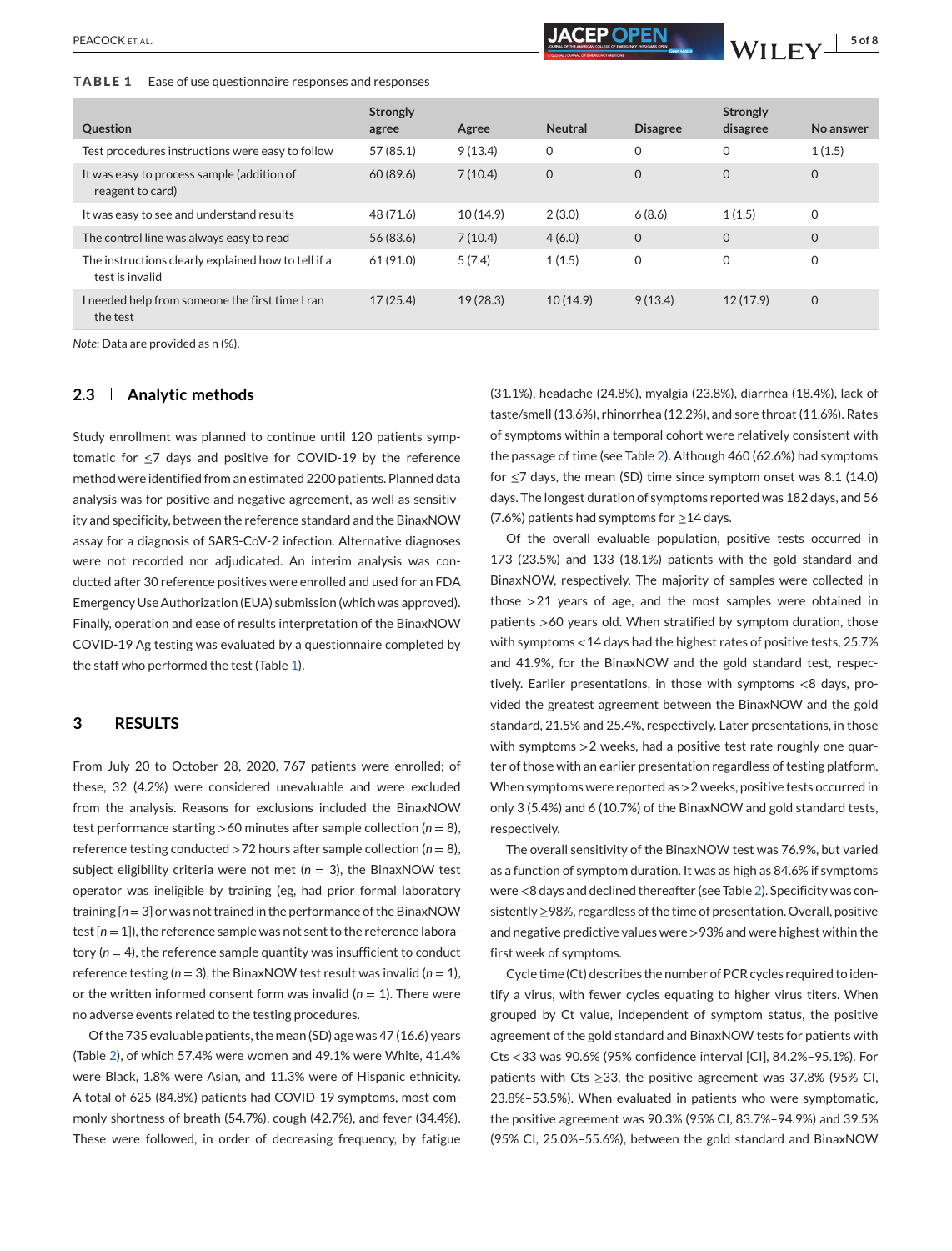**TABLE 1** Ease of use questionnaire responses and responses

| Question | Strongly agree | Agree | Neutral | Disagree | Strongly disagree | No answer |
|---|---|---|---|---|---|---|
| Test procedures instructions were easy to follow | 57 (85.1) | 9 (13.4) | 0 | 0 | 0 | 1 (1.5) |
| It was easy to process sample (addition of reagent to card) | 60 (89.6) | 7 (10.4) | 0 | 0 | 0 | 0 |
| It was easy to see and understand results | 48 (71.6) | 10 (14.9) | 2 (3.0) | 6 (8.6) | 1 (1.5) | 0 |
| The control line was always easy to read | 56 (83.6) | 7 (10.4) | 4 (6.0) | 0 | 0 | 0 |
| The instructions clearly explained how to tell if a test is invalid | 61 (91.0) | 5 (7.4) | 1 (1.5) | 0 | 0 | 0 |
| I needed help from someone the first time I ran the test | 17 (25.4) | 19 (28.3) | 10 (14.9) | 9 (13.4) | 12 (17.9) | 0 |

*Note*: Data are provided as n (%).

## 2.3 | Analytic methods

Study enrollment was planned to continue until 120 patients symptomatic for ≤7 days and positive for COVID-19 by the reference method were identified from an estimated 2200 patients. Planned data analysis was for positive and negative agreement, as well as sensitivity and specificity, between the reference standard and the BinaxNOW assay for a diagnosis of SARS-CoV-2 infection. Alternative diagnoses were not recorded nor adjudicated. An interim analysis was conducted after 30 reference positives were enrolled and used for an FDA Emergency Use Authorization (EUA) submission (which was approved). Finally, operation and ease of results interpretation of the BinaxNOW COVID-19 Ag testing was evaluated by a questionnaire completed by the staff who performed the test (Table 1).

## 3 | RESULTS

From July 20 to October 28, 2020, 767 patients were enrolled; of these, 32 (4.2%) were considered unevaluable and were excluded from the analysis. Reasons for exclusions included the BinaxNOW test performance starting >60 minutes after sample collection ($n = 8$), reference testing conducted >72 hours after sample collection ($n = 8$), subject eligibility criteria were not met ($n = 3$), the BinaxNOW test operator was ineligible by training (eg, had prior formal laboratory training [$n = 3$] or was not trained in the performance of the BinaxNOW test [$n = 1$]), the reference sample was not sent to the reference laboratory ($n = 4$), the reference sample quantity was insufficient to conduct reference testing ($n = 3$), the BinaxNOW test result was invalid ($n = 1$), or the written informed consent form was invalid ($n = 1$). There were no adverse events related to the testing procedures.

Of the 735 evaluable patients, the mean (SD) age was 47 (16.6) years (Table 2), of which 57.4% were women and 49.1% were White, 41.4% were Black, 1.8% were Asian, and 11.3% were of Hispanic ethnicity. A total of 625 (84.8%) patients had COVID-19 symptoms, most commonly shortness of breath (54.7%), cough (42.7%), and fever (34.4%). These were followed, in order of decreasing frequency, by fatigue (31.1%), headache (24.8%), myalgia (23.8%), diarrhea (18.4%), lack of taste/smell (13.6%), rhinorrhea (12.2%), and sore throat (11.6%). Rates of symptoms within a temporal cohort were relatively consistent with the passage of time (see Table 2). Although 460 (62.6%) had symptoms for ≤7 days, the mean (SD) time since symptom onset was 8.1 (14.0) days. The longest duration of symptoms reported was 182 days, and 56 (7.6%) patients had symptoms for ≥14 days.

Of the overall evaluable population, positive tests occurred in 173 (23.5%) and 133 (18.1%) patients with the gold standard and BinaxNOW, respectively. The majority of samples were collected in those >21 years of age, and the most samples were obtained in patients >60 years old. When stratified by symptom duration, those with symptoms <14 days had the highest rates of positive tests, 25.7% and 41.9%, for the BinaxNOW and the gold standard test, respectively. Earlier presentations, in those with symptoms <8 days, provided the greatest agreement between the BinaxNOW and the gold standard, 21.5% and 25.4%, respectively. Later presentations, in those with symptoms >2 weeks, had a positive test rate roughly one quarter of those with an earlier presentation regardless of testing platform. When symptoms were reported as >2 weeks, positive tests occurred in only 3 (5.4%) and 6 (10.7%) of the BinaxNOW and gold standard tests, respectively.

The overall sensitivity of the BinaxNOW test was 76.9%, but varied as a function of symptom duration. It was as high as 84.6% if symptoms were <8 days and declined thereafter (see Table 2). Specificity was consistently ≥98%, regardless of the time of presentation. Overall, positive and negative predictive values were >93% and were highest within the first week of symptoms.

Cycle time (Ct) describes the number of PCR cycles required to identify a virus, with fewer cycles equating to higher virus titers. When grouped by Ct value, independent of symptom status, the positive agreement of the gold standard and BinaxNOW tests for patients with Cts <33 was 90.6% (95% confidence interval [CI], 84.2%–95.1%). For patients with Cts ≥33, the positive agreement was 37.8% (95% CI, 23.8%–53.5%). When evaluated in patients who were symptomatic, the positive agreement was 90.3% (95% CI, 83.7%–94.9%) and 39.5% (95% CI, 25.0%–55.6%), between the gold standard and BinaxNOW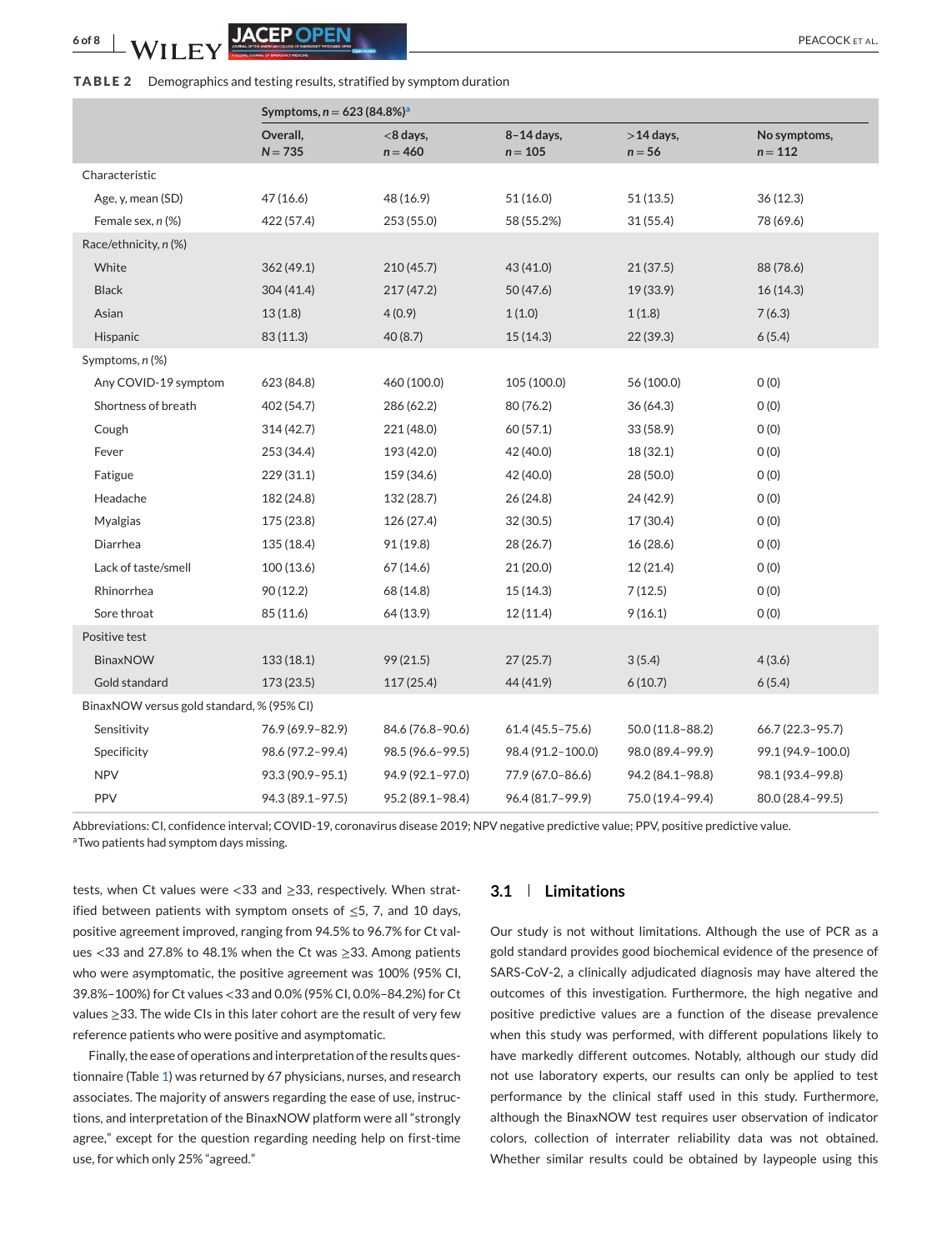**TABLE 2** Demographics and testing results, stratified by symptom duration

| | Symptoms, n = 623 (84.8%)[a] | | | | |
|---|---|---|---|---|---|
| | Overall, N = 735 | <8 days, n = 460 | 8–14 days, n = 105 | >14 days, n = 56 | No symptoms, n = 112 |
| Characteristic | | | | | |
| Age, y, mean (SD) | 47 (16.6) | 48 (16.9) | 51 (16.0) | 51 (13.5) | 36 (12.3) |
| Female sex, n (%) | 422 (57.4) | 253 (55.0) | 58 (55.2%) | 31 (55.4) | 78 (69.6) |
| Race/ethnicity, n (%) | | | | | |
| White | 362 (49.1) | 210 (45.7) | 43 (41.0) | 21 (37.5) | 88 (78.6) |
| Black | 304 (41.4) | 217 (47.2) | 50 (47.6) | 19 (33.9) | 16 (14.3) |
| Asian | 13 (1.8) | 4 (0.9) | 1 (1.0) | 1 (1.8) | 7 (6.3) |
| Hispanic | 83 (11.3) | 40 (8.7) | 15 (14.3) | 22 (39.3) | 6 (5.4) |
| Symptoms, n (%) | | | | | |
| Any COVID-19 symptom | 623 (84.8) | 460 (100.0) | 105 (100.0) | 56 (100.0) | 0 (0) |
| Shortness of breath | 402 (54.7) | 286 (62.2) | 80 (76.2) | 36 (64.3) | 0 (0) |
| Cough | 314 (42.7) | 221 (48.0) | 60 (57.1) | 33 (58.9) | 0 (0) |
| Fever | 253 (34.4) | 193 (42.0) | 42 (40.0) | 18 (32.1) | 0 (0) |
| Fatigue | 229 (31.1) | 159 (34.6) | 42 (40.0) | 28 (50.0) | 0 (0) |
| Headache | 182 (24.8) | 132 (28.7) | 26 (24.8) | 24 (42.9) | 0 (0) |
| Myalgias | 175 (23.8) | 126 (27.4) | 32 (30.5) | 17 (30.4) | 0 (0) |
| Diarrhea | 135 (18.4) | 91 (19.8) | 28 (26.7) | 16 (28.6) | 0 (0) |
| Lack of taste/smell | 100 (13.6) | 67 (14.6) | 21 (20.0) | 12 (21.4) | 0 (0) |
| Rhinorrhea | 90 (12.2) | 68 (14.8) | 15 (14.3) | 7 (12.5) | 0 (0) |
| Sore throat | 85 (11.6) | 64 (13.9) | 12 (11.4) | 9 (16.1) | 0 (0) |
| Positive test | | | | | |
| BinaxNOW | 133 (18.1) | 99 (21.5) | 27 (25.7) | 3 (5.4) | 4 (3.6) |
| Gold standard | 173 (23.5) | 117 (25.4) | 44 (41.9) | 6 (10.7) | 6 (5.4) |
| BinaxNOW versus gold standard, % (95% CI) | | | | | |
| Sensitivity | 76.9 (69.9–82.9) | 84.6 (76.8–90.6) | 61.4 (45.5–75.6) | 50.0 (11.8–88.2) | 66.7 (22.3–95.7) |
| Specificity | 98.6 (97.2–99.4) | 98.5 (96.6–99.5) | 98.4 (91.2–100.0) | 98.0 (89.4–99.9) | 99.1 (94.9–100.0) |
| NPV | 93.3 (90.9–95.1) | 94.9 (92.1–97.0) | 77.9 (67.0–86.6) | 94.2 (84.1–98.8) | 98.1 (93.4–99.8) |
| PPV | 94.3 (89.1–97.5) | 95.2 (89.1–98.4) | 96.4 (81.7–99.9) | 75.0 (19.4–99.4) | 80.0 (28.4–99.5) |

Abbreviations: CI, confidence interval; COVID-19, coronavirus disease 2019; NPV negative predictive value; PPV, positive predictive value.
[a]Two patients had symptom days missing.

tests, when Ct values were <33 and ≥33, respectively. When stratified between patients with symptom onsets of ≤5, 7, and 10 days, positive agreement improved, ranging from 94.5% to 96.7% for Ct values <33 and 27.8% to 48.1% when the Ct was ≥33. Among patients who were asymptomatic, the positive agreement was 100% (95% CI, 39.8%–100%) for Ct values <33 and 0.0% (95% CI, 0.0%–84.2%) for Ct values ≥33. The wide CIs in this later cohort are the result of very few reference patients who were positive and asymptomatic.

Finally, the ease of operations and interpretation of the results questionnaire (Table 1) was returned by 67 physicians, nurses, and research associates. The majority of answers regarding the ease of use, instructions, and interpretation of the BinaxNOW platform were all "strongly agree," except for the question regarding needing help on first-time use, for which only 25% "agreed."

### 3.1 | Limitations

Our study is not without limitations. Although the use of PCR as a gold standard provides good biochemical evidence of the presence of SARS-CoV-2, a clinically adjudicated diagnosis may have altered the outcomes of this investigation. Furthermore, the high negative and positive predictive values are a function of the disease prevalence when this study was performed, with different populations likely to have markedly different outcomes. Notably, although our study did not use laboratory experts, our results can only be applied to test performance by the clinical staff used in this study. Furthermore, although the BinaxNOW test requires user observation of indicator colors, collection of interrater reliability data was not obtained. Whether similar results could be obtained by laypeople using this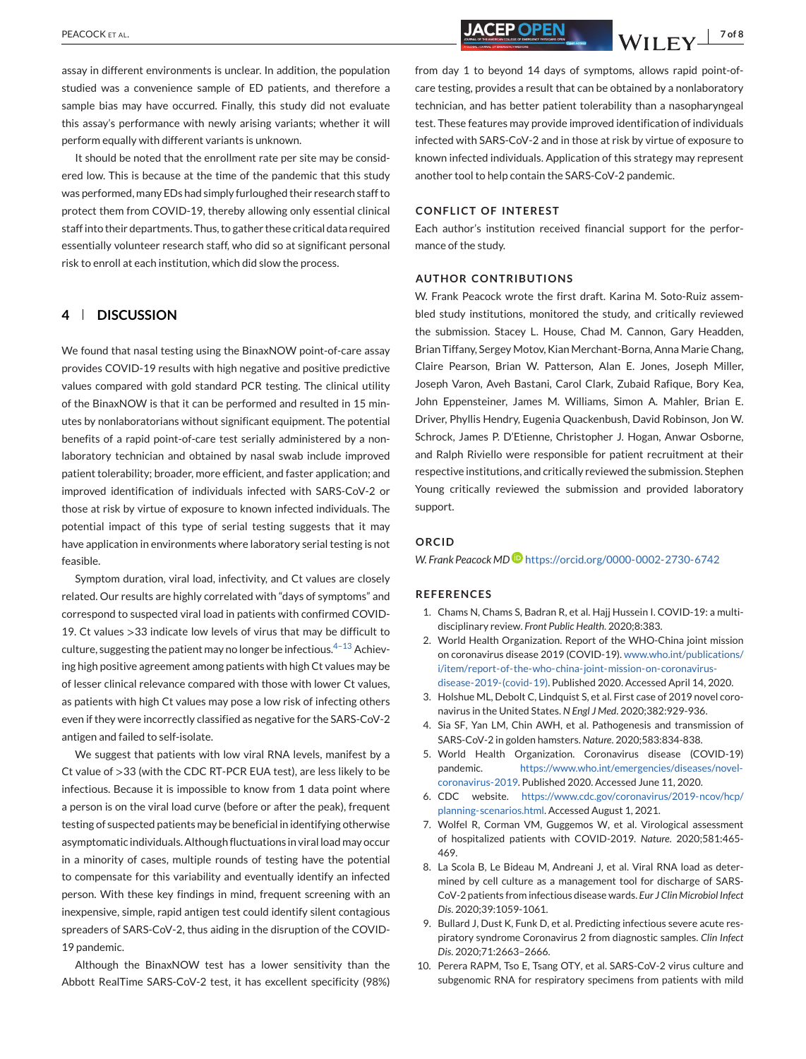assay in different environments is unclear. In addition, the population studied was a convenience sample of ED patients, and therefore a sample bias may have occurred. Finally, this study did not evaluate this assay's performance with newly arising variants; whether it will perform equally with different variants is unknown.

It should be noted that the enrollment rate per site may be considered low. This is because at the time of the pandemic that this study was performed, many EDs had simply furloughed their research staff to protect them from COVID-19, thereby allowing only essential clinical staff into their departments. Thus, to gather these critical data required essentially volunteer research staff, who did so at significant personal risk to enroll at each institution, which did slow the process.

## 4 | DISCUSSION

We found that nasal testing using the BinaxNOW point-of-care assay provides COVID-19 results with high negative and positive predictive values compared with gold standard PCR testing. The clinical utility of the BinaxNOW is that it can be performed and resulted in 15 minutes by nonlaboratorians without significant equipment. The potential benefits of a rapid point-of-care test serially administered by a nonlaboratory technician and obtained by nasal swab include improved patient tolerability; broader, more efficient, and faster application; and improved identification of individuals infected with SARS-CoV-2 or those at risk by virtue of exposure to known infected individuals. The potential impact of this type of serial testing suggests that it may have application in environments where laboratory serial testing is not feasible.

Symptom duration, viral load, infectivity, and Ct values are closely related. Our results are highly correlated with "days of symptoms" and correspond to suspected viral load in patients with confirmed COVID-19. Ct values >33 indicate low levels of virus that may be difficult to culture, suggesting the patient may no longer be infectious.[4–13] Achieving high positive agreement among patients with high Ct values may be of lesser clinical relevance compared with those with lower Ct values, as patients with high Ct values may pose a low risk of infecting others even if they were incorrectly classified as negative for the SARS-CoV-2 antigen and failed to self-isolate.

We suggest that patients with low viral RNA levels, manifest by a Ct value of >33 (with the CDC RT-PCR EUA test), are less likely to be infectious. Because it is impossible to know from 1 data point where a person is on the viral load curve (before or after the peak), frequent testing of suspected patients may be beneficial in identifying otherwise asymptomatic individuals. Although fluctuations in viral load may occur in a minority of cases, multiple rounds of testing have the potential to compensate for this variability and eventually identify an infected person. With these key findings in mind, frequent screening with an inexpensive, simple, rapid antigen test could identify silent contagious spreaders of SARS-CoV-2, thus aiding in the disruption of the COVID-19 pandemic.

Although the BinaxNOW test has a lower sensitivity than the Abbott RealTime SARS-CoV-2 test, it has excellent specificity (98%) from day 1 to beyond 14 days of symptoms, allows rapid point-of-care testing, provides a result that can be obtained by a nonlaboratory technician, and has better patient tolerability than a nasopharyngeal test. These features may provide improved identification of individuals infected with SARS-CoV-2 and in those at risk by virtue of exposure to known infected individuals. Application of this strategy may represent another tool to help contain the SARS-CoV-2 pandemic.

### CONFLICT OF INTEREST

Each author's institution received financial support for the performance of the study.

### AUTHOR CONTRIBUTIONS

W. Frank Peacock wrote the first draft. Karina M. Soto-Ruiz assembled study institutions, monitored the study, and critically reviewed the submission. Stacey L. House, Chad M. Cannon, Gary Headden, Brian Tiffany, Sergey Motov, Kian Merchant-Borna, Anna Marie Chang, Claire Pearson, Brian W. Patterson, Alan E. Jones, Joseph Miller, Joseph Varon, Aveh Bastani, Carol Clark, Zubaid Rafique, Bory Kea, John Eppensteiner, James M. Williams, Simon A. Mahler, Brian E. Driver, Phyllis Hendry, Eugenia Quackenbush, David Robinson, Jon W. Schrock, James P. D'Etienne, Christopher J. Hogan, Anwar Osborne, and Ralph Riviello were responsible for patient recruitment at their respective institutions, and critically reviewed the submission. Stephen Young critically reviewed the submission and provided laboratory support.

### ORCID

*W. Frank Peacock MD* https://orcid.org/0000-0002-2730-6742

### REFERENCES

1. Chams N, Chams S, Badran R, et al. Hajj Hussein I. COVID-19: a multidisciplinary review. *Front Public Health*. 2020;8:383.
2. World Health Organization. Report of the WHO-China joint mission on coronavirus disease 2019 (COVID-19). www.who.int/publications/i/item/report-of-the-who-china-joint-mission-on-coronavirus-disease-2019-(covid-19). Published 2020. Accessed April 14, 2020.
3. Holshue ML, Debolt C, Lindquist S, et al. First case of 2019 novel coronavirus in the United States. *N Engl J Med*. 2020;382:929-936.
4. Sia SF, Yan LM, Chin AWH, et al. Pathogenesis and transmission of SARS-CoV-2 in golden hamsters. *Nature*. 2020;583:834-838.
5. World Health Organization. Coronavirus disease (COVID-19) pandemic. https://www.who.int/emergencies/diseases/novel-coronavirus-2019. Published 2020. Accessed June 11, 2020.
6. CDC website. https://www.cdc.gov/coronavirus/2019-ncov/hcp/planning-scenarios.html. Accessed August 1, 2021.
7. Wolfel R, Corman VM, Guggemos W, et al. Virological assessment of hospitalized patients with COVID-2019. *Nature*. 2020;581:465-469.
8. La Scola B, Le Bideau M, Andreani J, et al. Viral RNA load as determined by cell culture as a management tool for discharge of SARS-CoV-2 patients from infectious disease wards. *Eur J Clin Microbiol Infect Dis*. 2020;39:1059-1061.
9. Bullard J, Dust K, Funk D, et al. Predicting infectious severe acute respiratory syndrome Coronavirus 2 from diagnostic samples. *Clin Infect Dis*. 2020;71:2663–2666.
10. Perera RAPM, Tso E, Tsang OTY, et al. SARS-CoV-2 virus culture and subgenomic RNA for respiratory specimens from patients with mild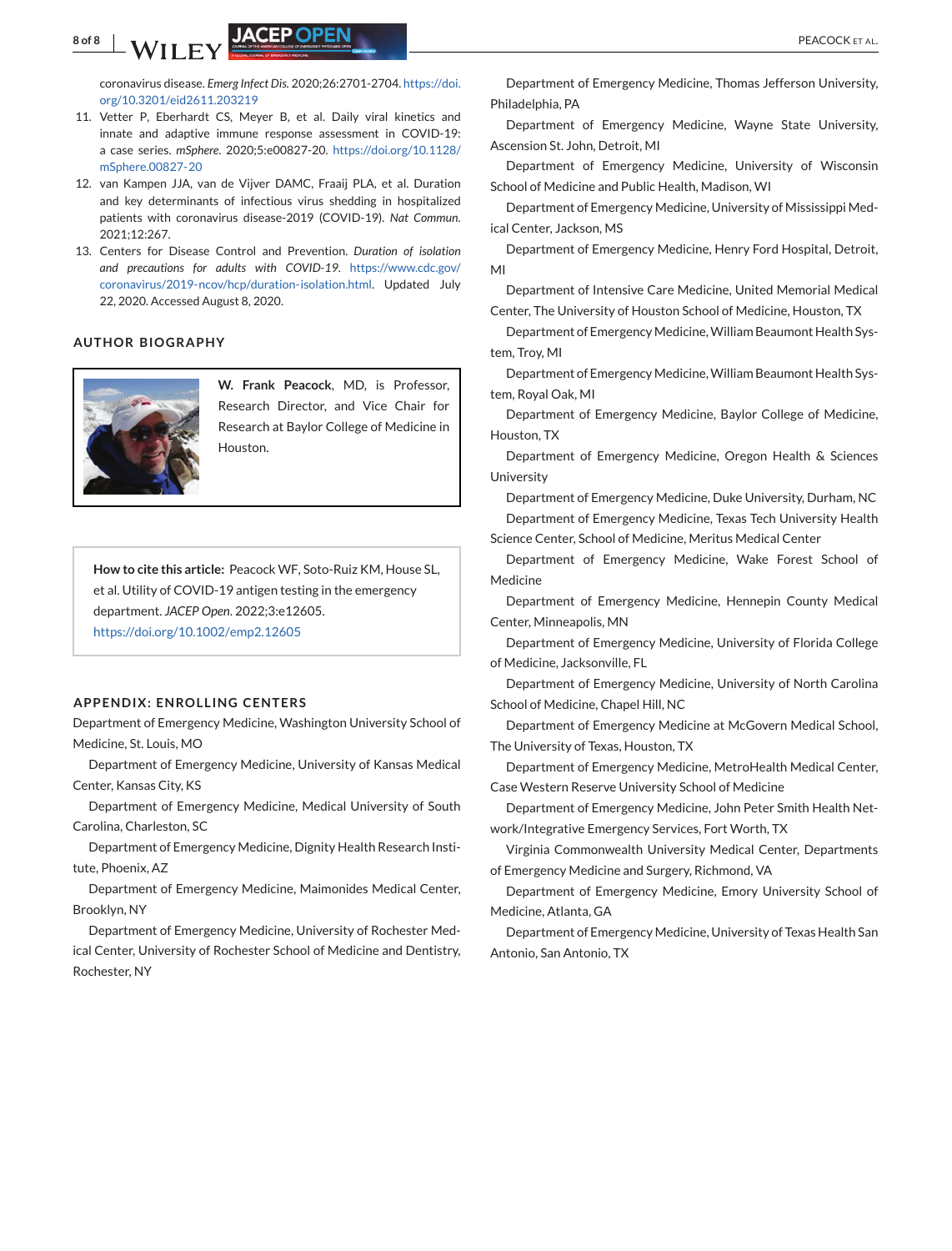coronavirus disease. *Emerg Infect Dis*. 2020;26:2701-2704. https://doi.org/10.3201/eid2611.203219

11. Vetter P, Eberhardt CS, Meyer B, et al. Daily viral kinetics and innate and adaptive immune response assessment in COVID-19: a case series. *mSphere*. 2020;5:e00827-20. https://doi.org/10.1128/mSphere.00827-20
12. van Kampen JJA, van de Vijver DAMC, Fraaij PLA, et al. Duration and key determinants of infectious virus shedding in hospitalized patients with coronavirus disease-2019 (COVID-19). *Nat Commun*. 2021;12:267.
13. Centers for Disease Control and Prevention. *Duration of isolation and precautions for adults with COVID-19*. https://www.cdc.gov/coronavirus/2019-ncov/hcp/duration-isolation.html. Updated July 22, 2020. Accessed August 8, 2020.

## AUTHOR BIOGRAPHY

**W. Frank Peacock**, MD, is Professor, Research Director, and Vice Chair for Research at Baylor College of Medicine in Houston.

**How to cite this article:** Peacock WF, Soto-Ruiz KM, House SL, et al. Utility of COVID-19 antigen testing in the emergency department. *JACEP Open*. 2022;3:e12605. https://doi.org/10.1002/emp2.12605

## APPENDIX: ENROLLING CENTERS

Department of Emergency Medicine, Washington University School of Medicine, St. Louis, MO

Department of Emergency Medicine, University of Kansas Medical Center, Kansas City, KS

Department of Emergency Medicine, Medical University of South Carolina, Charleston, SC

Department of Emergency Medicine, Dignity Health Research Institute, Phoenix, AZ

Department of Emergency Medicine, Maimonides Medical Center, Brooklyn, NY

Department of Emergency Medicine, University of Rochester Medical Center, University of Rochester School of Medicine and Dentistry, Rochester, NY

Department of Emergency Medicine, Thomas Jefferson University, Philadelphia, PA

Department of Emergency Medicine, Wayne State University, Ascension St. John, Detroit, MI

Department of Emergency Medicine, University of Wisconsin School of Medicine and Public Health, Madison, WI

Department of Emergency Medicine, University of Mississippi Medical Center, Jackson, MS

Department of Emergency Medicine, Henry Ford Hospital, Detroit, MI

Department of Intensive Care Medicine, United Memorial Medical Center, The University of Houston School of Medicine, Houston, TX

Department of Emergency Medicine, William Beaumont Health System, Troy, MI

Department of Emergency Medicine, William Beaumont Health System, Royal Oak, MI

Department of Emergency Medicine, Baylor College of Medicine, Houston, TX

Department of Emergency Medicine, Oregon Health & Sciences University

Department of Emergency Medicine, Duke University, Durham, NC

Department of Emergency Medicine, Texas Tech University Health Science Center, School of Medicine, Meritus Medical Center

Department of Emergency Medicine, Wake Forest School of Medicine

Department of Emergency Medicine, Hennepin County Medical Center, Minneapolis, MN

Department of Emergency Medicine, University of Florida College of Medicine, Jacksonville, FL

Department of Emergency Medicine, University of North Carolina School of Medicine, Chapel Hill, NC

Department of Emergency Medicine at McGovern Medical School, The University of Texas, Houston, TX

Department of Emergency Medicine, MetroHealth Medical Center, Case Western Reserve University School of Medicine

Department of Emergency Medicine, John Peter Smith Health Network/Integrative Emergency Services, Fort Worth, TX

Virginia Commonwealth University Medical Center, Departments of Emergency Medicine and Surgery, Richmond, VA

Department of Emergency Medicine, Emory University School of Medicine, Atlanta, GA

Department of Emergency Medicine, University of Texas Health San Antonio, San Antonio, TX